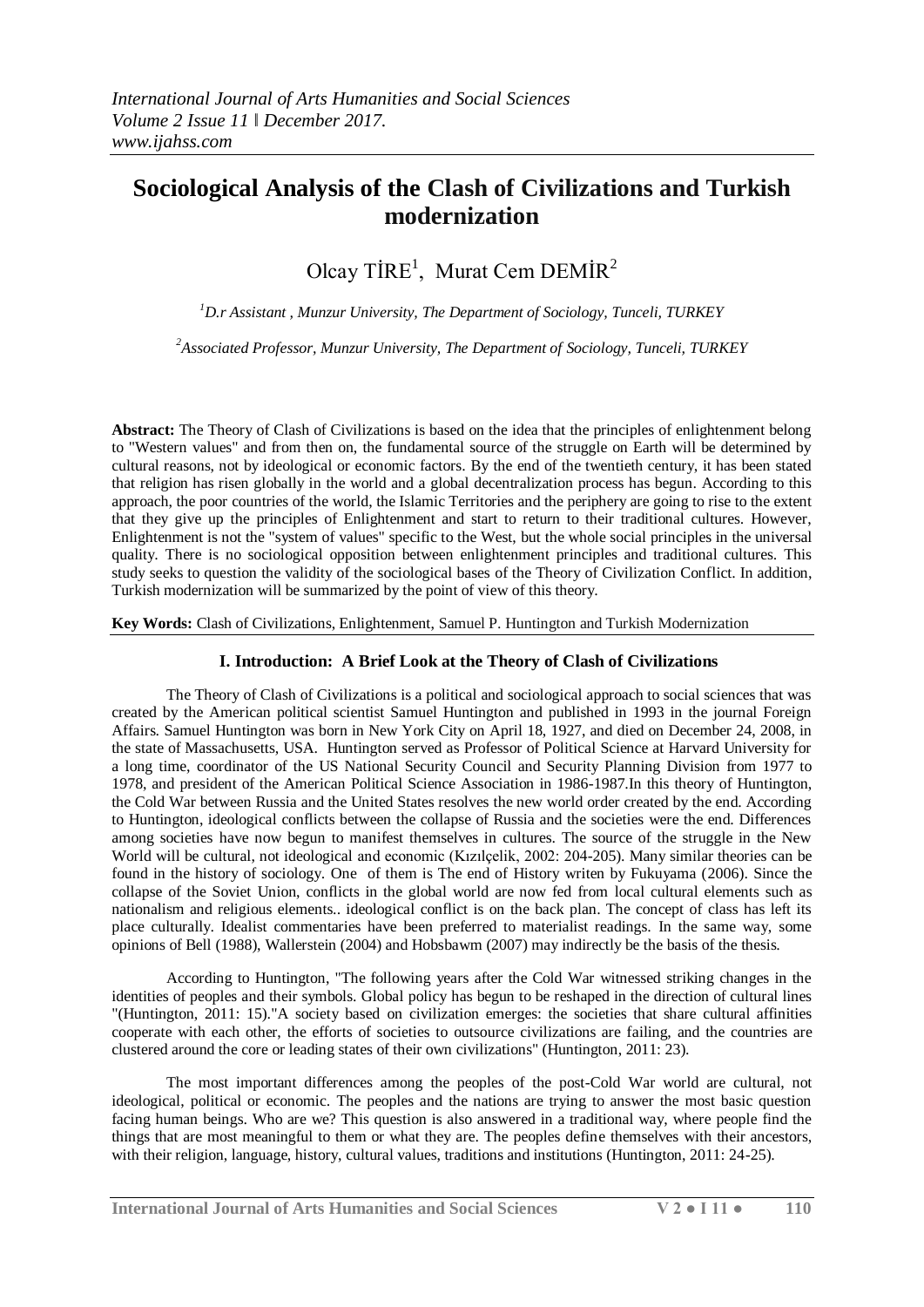*International Journal of Arts Humanities and Social Sciences*
*Volume 2 Issue 11 ǁ December 2017.*
*www.ijahss.com*

# Sociological Analysis of the Clash of Civilizations and Turkish modernization

Olcay TİRE[1], Murat Cem DEMİR[2]

[1]*D.r Assistant , Munzur University, The Department of Sociology, Tunceli, TURKEY*

[2]*Associated Professor, Munzur University, The Department of Sociology, Tunceli, TURKEY*

**Abstract:** The Theory of Clash of Civilizations is based on the idea that the principles of enlightenment belong to "Western values" and from then on, the fundamental source of the struggle on Earth will be determined by cultural reasons, not by ideological or economic factors. By the end of the twentieth century, it has been stated that religion has risen globally in the world and a global decentralization process has begun. According to this approach, the poor countries of the world, the Islamic Territories and the periphery are going to rise to the extent that they give up the principles of Enlightenment and start to return to their traditional cultures. However, Enlightenment is not the "system of values" specific to the West, but the whole social principles in the universal quality. There is no sociological opposition between enlightenment principles and traditional cultures. This study seeks to question the validity of the sociological bases of the Theory of Civilization Conflict. In addition, Turkish modernization will be summarized by the point of view of this theory.

**Key Words:** Clash of Civilizations, Enlightenment, Samuel P. Huntington and Turkish Modernization

## I. Introduction: A Brief Look at the Theory of Clash of Civilizations

The Theory of Clash of Civilizations is a political and sociological approach to social sciences that was created by the American political scientist Samuel Huntington and published in 1993 in the journal Foreign Affairs. Samuel Huntington was born in New York City on April 18, 1927, and died on December 24, 2008, in the state of Massachusetts, USA. Huntington served as Professor of Political Science at Harvard University for a long time, coordinator of the US National Security Council and Security Planning Division from 1977 to 1978, and president of the American Political Science Association in 1986-1987.In this theory of Huntington, the Cold War between Russia and the United States resolves the new world order created by the end. According to Huntington, ideological conflicts between the collapse of Russia and the societies were the end. Differences among societies have now begun to manifest themselves in cultures. The source of the struggle in the New World will be cultural, not ideological and economic (Kızılçelik, 2002: 204-205). Many similar theories can be found in the history of sociology. One of them is The end of History writen by Fukuyama (2006). Since the collapse of the Soviet Union, conflicts in the global world are now fed from local cultural elements such as nationalism and religious elements.. ideological conflict is on the back plan. The concept of class has left its place culturally. Idealist commentaries have been preferred to materialist readings. In the same way, some opinions of Bell (1988), Wallerstein (2004) and Hobsbawm (2007) may indirectly be the basis of the thesis.

According to Huntington, "The following years after the Cold War witnessed striking changes in the identities of peoples and their symbols. Global policy has begun to be reshaped in the direction of cultural lines "(Huntington, 2011: 15)."A society based on civilization emerges: the societies that share cultural affinities cooperate with each other, the efforts of societies to outsource civilizations are failing, and the countries are clustered around the core or leading states of their own civilizations" (Huntington, 2011: 23).

The most important differences among the peoples of the post-Cold War world are cultural, not ideological, political or economic. The peoples and the nations are trying to answer the most basic question facing human beings. Who are we? This question is also answered in a traditional way, where people find the things that are most meaningful to them or what they are. The peoples define themselves with their ancestors, with their religion, language, history, cultural values, traditions and institutions (Huntington, 2011: 24-25).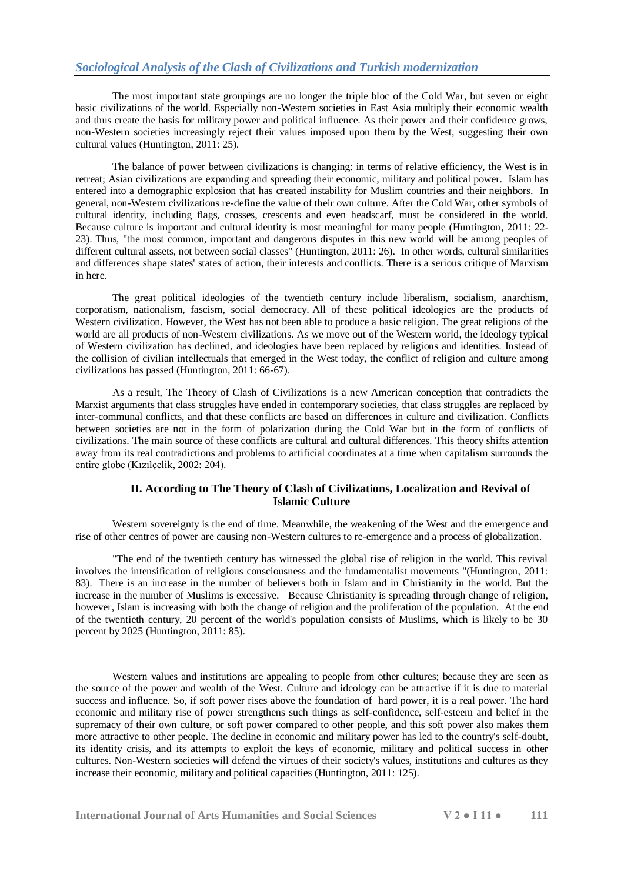The most important state groupings are no longer the triple bloc of the Cold War, but seven or eight basic civilizations of the world. Especially non-Western societies in East Asia multiply their economic wealth and thus create the basis for military power and political influence. As their power and their confidence grows, non-Western societies increasingly reject their values imposed upon them by the West, suggesting their own cultural values (Huntington, 2011: 25).

The balance of power between civilizations is changing: in terms of relative efficiency, the West is in retreat; Asian civilizations are expanding and spreading their economic, military and political power. Islam has entered into a demographic explosion that has created instability for Muslim countries and their neighbors. In general, non-Western civilizations re-define the value of their own culture. After the Cold War, other symbols of cultural identity, including flags, crosses, crescents and even headscarf, must be considered in the world. Because culture is important and cultural identity is most meaningful for many people (Huntington, 2011: 22-23). Thus, "the most common, important and dangerous disputes in this new world will be among peoples of different cultural assets, not between social classes" (Huntington, 2011: 26). In other words, cultural similarities and differences shape states' states of action, their interests and conflicts. There is a serious critique of Marxism in here.

The great political ideologies of the twentieth century include liberalism, socialism, anarchism, corporatism, nationalism, fascism, social democracy. All of these political ideologies are the products of Western civilization. However, the West has not been able to produce a basic religion. The great religions of the world are all products of non-Western civilizations. As we move out of the Western world, the ideology typical of Western civilization has declined, and ideologies have been replaced by religions and identities. Instead of the collision of civilian intellectuals that emerged in the West today, the conflict of religion and culture among civilizations has passed (Huntington, 2011: 66-67).

As a result, The Theory of Clash of Civilizations is a new American conception that contradicts the Marxist arguments that class struggles have ended in contemporary societies, that class struggles are replaced by inter-communal conflicts, and that these conflicts are based on differences in culture and civilization. Conflicts between societies are not in the form of polarization during the Cold War but in the form of conflicts of civilizations. The main source of these conflicts are cultural and cultural differences. This theory shifts attention away from its real contradictions and problems to artificial coordinates at a time when capitalism surrounds the entire globe (Kızılçelik, 2002: 204).

## II. According to The Theory of Clash of Civilizations, Localization and Revival of Islamic Culture

Western sovereignty is the end of time. Meanwhile, the weakening of the West and the emergence and rise of other centres of power are causing non-Western cultures to re-emergence and a process of globalization.

"The end of the twentieth century has witnessed the global rise of religion in the world. This revival involves the intensification of religious consciousness and the fundamentalist movements "(Huntington, 2011: 83). There is an increase in the number of believers both in Islam and in Christianity in the world. But the increase in the number of Muslims is excessive. Because Christianity is spreading through change of religion, however, Islam is increasing with both the change of religion and the proliferation of the population. At the end of the twentieth century, 20 percent of the world's population consists of Muslims, which is likely to be 30 percent by 2025 (Huntington, 2011: 85).

Western values and institutions are appealing to people from other cultures; because they are seen as the source of the power and wealth of the West. Culture and ideology can be attractive if it is due to material success and influence. So, if soft power rises above the foundation of hard power, it is a real power. The hard economic and military rise of power strengthens such things as self-confidence, self-esteem and belief in the supremacy of their own culture, or soft power compared to other people, and this soft power also makes them more attractive to other people. The decline in economic and military power has led to the country's self-doubt, its identity crisis, and its attempts to exploit the keys of economic, military and political success in other cultures. Non-Western societies will defend the virtues of their society's values, institutions and cultures as they increase their economic, military and political capacities (Huntington, 2011: 125).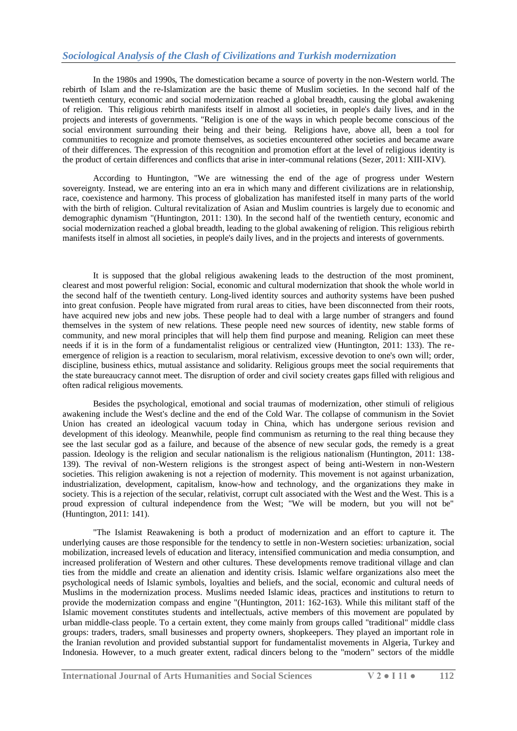In the 1980s and 1990s, The domestication became a source of poverty in the non-Western world. The rebirth of Islam and the re-Islamization are the basic theme of Muslim societies. In the second half of the twentieth century, economic and social modernization reached a global breadth, causing the global awakening of religion. This religious rebirth manifests itself in almost all societies, in people's daily lives, and in the projects and interests of governments. "Religion is one of the ways in which people become conscious of the social environment surrounding their being and their being. Religions have, above all, been a tool for communities to recognize and promote themselves, as societies encountered other societies and became aware of their differences. The expression of this recognition and promotion effort at the level of religious identity is the product of certain differences and conflicts that arise in inter-communal relations (Sezer, 2011: XIII-XIV).

According to Huntington, "We are witnessing the end of the age of progress under Western sovereignty. Instead, we are entering into an era in which many and different civilizations are in relationship, race, coexistence and harmony. This process of globalization has manifested itself in many parts of the world with the birth of religion. Cultural revitalization of Asian and Muslim countries is largely due to economic and demographic dynamism "(Huntington, 2011: 130). In the second half of the twentieth century, economic and social modernization reached a global breadth, leading to the global awakening of religion. This religious rebirth manifests itself in almost all societies, in people's daily lives, and in the projects and interests of governments.

It is supposed that the global religious awakening leads to the destruction of the most prominent, clearest and most powerful religion: Social, economic and cultural modernization that shook the whole world in the second half of the twentieth century. Long-lived identity sources and authority systems have been pushed into great confusion. People have migrated from rural areas to cities, have been disconnected from their roots, have acquired new jobs and new jobs. These people had to deal with a large number of strangers and found themselves in the system of new relations. These people need new sources of identity, new stable forms of community, and new moral principles that will help them find purpose and meaning. Religion can meet these needs if it is in the form of a fundamentalist religious or centralized view (Huntington, 2011: 133). The re-emergence of religion is a reaction to secularism, moral relativism, excessive devotion to one's own will; order, discipline, business ethics, mutual assistance and solidarity. Religious groups meet the social requirements that the state bureaucracy cannot meet. The disruption of order and civil society creates gaps filled with religious and often radical religious movements.

Besides the psychological, emotional and social traumas of modernization, other stimuli of religious awakening include the West's decline and the end of the Cold War. The collapse of communism in the Soviet Union has created an ideological vacuum today in China, which has undergone serious revision and development of this ideology. Meanwhile, people find communism as returning to the real thing because they see the last secular god as a failure, and because of the absence of new secular gods, the remedy is a great passion. Ideology is the religion and secular nationalism is the religious nationalism (Huntington, 2011: 138-139). The revival of non-Western religions is the strongest aspect of being anti-Western in non-Western societies. This religion awakening is not a rejection of modernity. This movement is not against urbanization, industrialization, development, capitalism, know-how and technology, and the organizations they make in society. This is a rejection of the secular, relativist, corrupt cult associated with the West and the West. This is a proud expression of cultural independence from the West; "We will be modern, but you will not be" (Huntington, 2011: 141).

"The Islamist Reawakening is both a product of modernization and an effort to capture it. The underlying causes are those responsible for the tendency to settle in non-Western societies: urbanization, social mobilization, increased levels of education and literacy, intensified communication and media consumption, and increased proliferation of Western and other cultures. These developments remove traditional village and clan ties from the middle and create an alienation and identity crisis. Islamic welfare organizations also meet the psychological needs of Islamic symbols, loyalties and beliefs, and the social, economic and cultural needs of Muslims in the modernization process. Muslims needed Islamic ideas, practices and institutions to return to provide the modernization compass and engine "(Huntington, 2011: 162-163). While this militant staff of the Islamic movement constitutes students and intellectuals, active members of this movement are populated by urban middle-class people. To a certain extent, they come mainly from groups called "traditional" middle class groups: traders, traders, small businesses and property owners, shopkeepers. They played an important role in the Iranian revolution and provided substantial support for fundamentalist movements in Algeria, Turkey and Indonesia. However, to a much greater extent, radical dincers belong to the "modern" sectors of the middle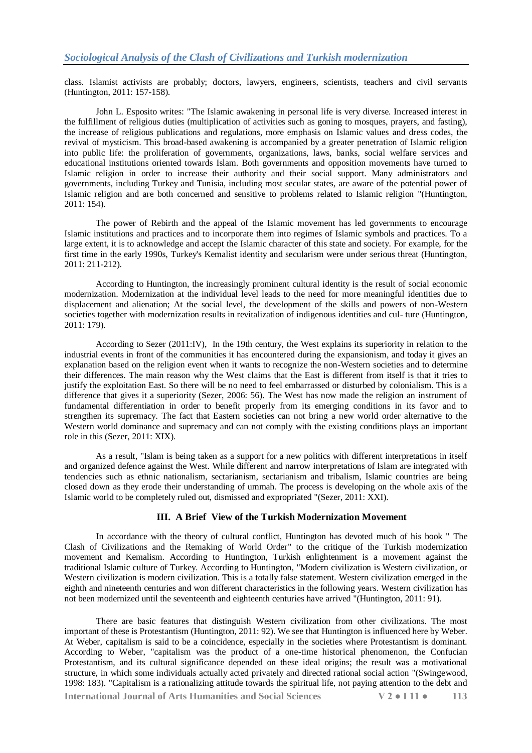class. Islamist activists are probably; doctors, lawyers, engineers, scientists, teachers and civil servants (Huntington, 2011: 157-158).

John L. Esposito writes: "The Islamic awakening in personal life is very diverse. Increased interest in the fulfillment of religious duties (multiplication of activities such as goning to mosques, prayers, and fasting), the increase of religious publications and regulations, more emphasis on Islamic values and dress codes, the revival of mysticism. This broad-based awakening is accompanied by a greater penetration of Islamic religion into public life: the proliferation of governments, organizations, laws, banks, social welfare services and educational institutions oriented towards Islam. Both governments and opposition movements have turned to Islamic religion in order to increase their authority and their social support. Many administrators and governments, including Turkey and Tunisia, including most secular states, are aware of the potential power of Islamic religion and are both concerned and sensitive to problems related to Islamic religion "(Huntington, 2011: 154).

The power of Rebirth and the appeal of the Islamic movement has led governments to encourage Islamic institutions and practices and to incorporate them into regimes of Islamic symbols and practices. To a large extent, it is to acknowledge and accept the Islamic character of this state and society. For example, for the first time in the early 1990s, Turkey's Kemalist identity and secularism were under serious threat (Huntington, 2011: 211-212).

According to Huntington, the increasingly prominent cultural identity is the result of social economic modernization. Modernization at the individual level leads to the need for more meaningful identities due to displacement and alienation; At the social level, the development of the skills and powers of non-Western societies together with modernization results in revitalization of indigenous identities and cul- ture (Huntington, 2011: 179).

According to Sezer (2011:IV), In the 19th century, the West explains its superiority in relation to the industrial events in front of the communities it has encountered during the expansionism, and today it gives an explanation based on the religion event when it wants to recognize the non-Western societies and to determine their differences. The main reason why the West claims that the East is different from itself is that it tries to justify the exploitation East. So there will be no need to feel embarrassed or disturbed by colonialism. This is a difference that gives it a superiority (Sezer, 2006: 56). The West has now made the religion an instrument of fundamental differentiation in order to benefit properly from its emerging conditions in its favor and to strengthen its supremacy. The fact that Eastern societies can not bring a new world order alternative to the Western world dominance and supremacy and can not comply with the existing conditions plays an important role in this (Sezer, 2011: XIX).

As a result, "Islam is being taken as a support for a new politics with different interpretations in itself and organized defence against the West. While different and narrow interpretations of Islam are integrated with tendencies such as ethnic nationalism, sectarianism, sectarianism and tribalism, Islamic countries are being closed down as they erode their understanding of ummah. The process is developing on the whole axis of the Islamic world to be completely ruled out, dismissed and expropriated "(Sezer, 2011: XXI).

## III. A Brief View of the Turkish Modernization Movement

In accordance with the theory of cultural conflict, Huntington has devoted much of his book " The Clash of Civilizations and the Remaking of World Order" to the critique of the Turkish modernization movement and Kemalism. According to Huntington, Turkish enlightenment is a movement against the traditional Islamic culture of Turkey. According to Huntington, "Modern civilization is Western civilization, or Western civilization is modern civilization. This is a totally false statement. Western civilization emerged in the eighth and nineteenth centuries and won different characteristics in the following years. Western civilization has not been modernized until the seventeenth and eighteenth centuries have arrived "(Huntington, 2011: 91).

There are basic features that distinguish Western civilization from other civilizations. The most important of these is Protestantism (Huntington, 2011: 92). We see that Huntington is influenced here by Weber. At Weber, capitalism is said to be a coincidence, especially in the societies where Protestantism is dominant. According to Weber, "capitalism was the product of a one-time historical phenomenon, the Confucian Protestantism, and its cultural significance depended on these ideal origins; the result was a motivational structure, in which some individuals actually acted privately and directed rational social action "(Swingewood, 1998: 183). "Capitalism is a rationalizing attitude towards the spiritual life, not paying attention to the debt and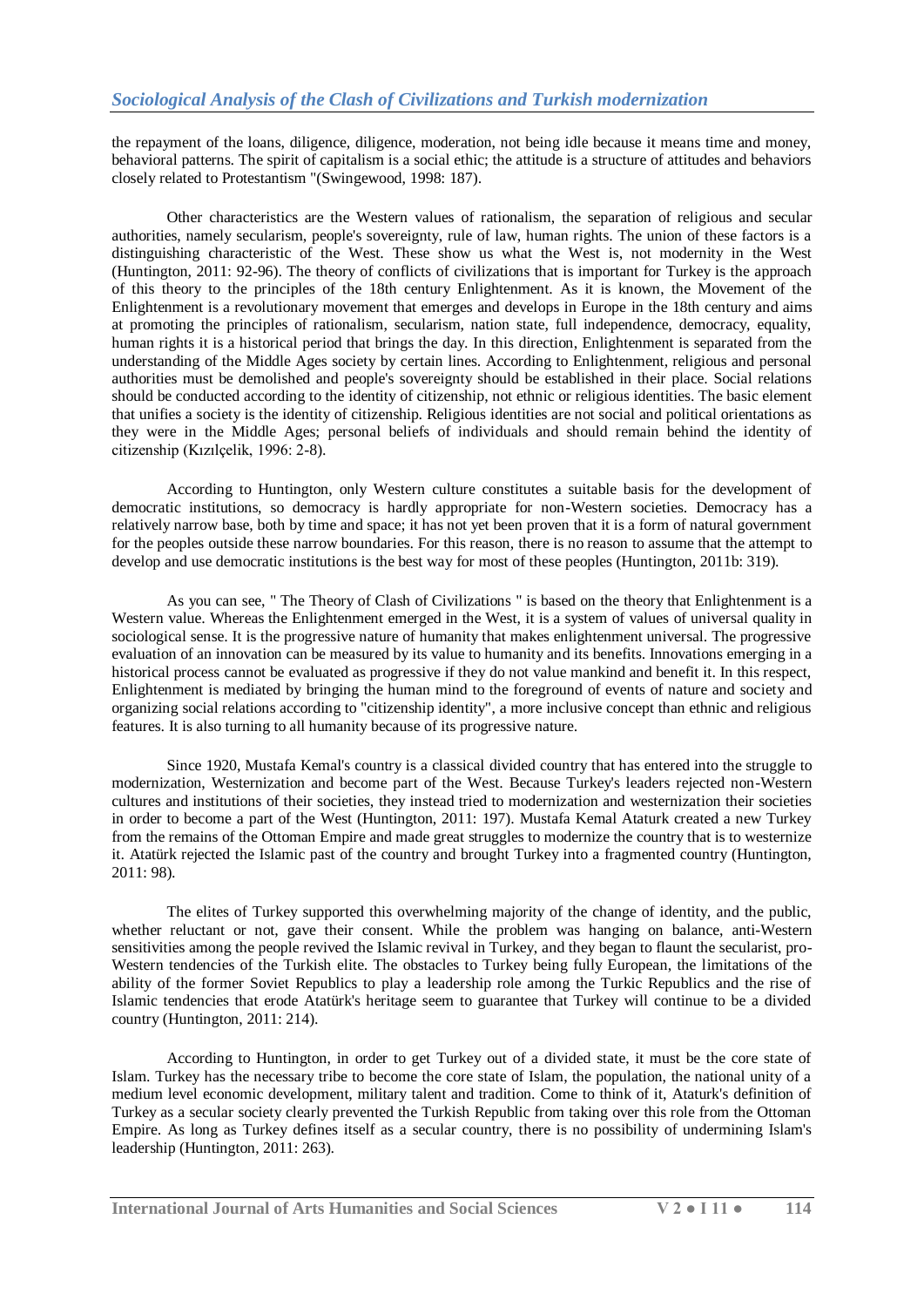the repayment of the loans, diligence, diligence, moderation, not being idle because it means time and money, behavioral patterns. The spirit of capitalism is a social ethic; the attitude is a structure of attitudes and behaviors closely related to Protestantism "(Swingewood, 1998: 187).

Other characteristics are the Western values of rationalism, the separation of religious and secular authorities, namely secularism, people's sovereignty, rule of law, human rights. The union of these factors is a distinguishing characteristic of the West. These show us what the West is, not modernity in the West (Huntington, 2011: 92-96). The theory of conflicts of civilizations that is important for Turkey is the approach of this theory to the principles of the 18th century Enlightenment. As it is known, the Movement of the Enlightenment is a revolutionary movement that emerges and develops in Europe in the 18th century and aims at promoting the principles of rationalism, secularism, nation state, full independence, democracy, equality, human rights it is a historical period that brings the day. In this direction, Enlightenment is separated from the understanding of the Middle Ages society by certain lines. According to Enlightenment, religious and personal authorities must be demolished and people's sovereignty should be established in their place. Social relations should be conducted according to the identity of citizenship, not ethnic or religious identities. The basic element that unifies a society is the identity of citizenship. Religious identities are not social and political orientations as they were in the Middle Ages; personal beliefs of individuals and should remain behind the identity of citizenship (Kızılçelik, 1996: 2-8).

According to Huntington, only Western culture constitutes a suitable basis for the development of democratic institutions, so democracy is hardly appropriate for non-Western societies. Democracy has a relatively narrow base, both by time and space; it has not yet been proven that it is a form of natural government for the peoples outside these narrow boundaries. For this reason, there is no reason to assume that the attempt to develop and use democratic institutions is the best way for most of these peoples (Huntington, 2011b: 319).

As you can see, " The Theory of Clash of Civilizations " is based on the theory that Enlightenment is a Western value. Whereas the Enlightenment emerged in the West, it is a system of values of universal quality in sociological sense. It is the progressive nature of humanity that makes enlightenment universal. The progressive evaluation of an innovation can be measured by its value to humanity and its benefits. Innovations emerging in a historical process cannot be evaluated as progressive if they do not value mankind and benefit it. In this respect, Enlightenment is mediated by bringing the human mind to the foreground of events of nature and society and organizing social relations according to "citizenship identity", a more inclusive concept than ethnic and religious features. It is also turning to all humanity because of its progressive nature.

Since 1920, Mustafa Kemal's country is a classical divided country that has entered into the struggle to modernization, Westernization and become part of the West. Because Turkey's leaders rejected non-Western cultures and institutions of their societies, they instead tried to modernization and westernization their societies in order to become a part of the West (Huntington, 2011: 197). Mustafa Kemal Ataturk created a new Turkey from the remains of the Ottoman Empire and made great struggles to modernize the country that is to westernize it. Atatürk rejected the Islamic past of the country and brought Turkey into a fragmented country (Huntington, 2011: 98).

The elites of Turkey supported this overwhelming majority of the change of identity, and the public, whether reluctant or not, gave their consent. While the problem was hanging on balance, anti-Western sensitivities among the people revived the Islamic revival in Turkey, and they began to flaunt the secularist, pro-Western tendencies of the Turkish elite. The obstacles to Turkey being fully European, the limitations of the ability of the former Soviet Republics to play a leadership role among the Turkic Republics and the rise of Islamic tendencies that erode Atatürk's heritage seem to guarantee that Turkey will continue to be a divided country (Huntington, 2011: 214).

According to Huntington, in order to get Turkey out of a divided state, it must be the core state of Islam. Turkey has the necessary tribe to become the core state of Islam, the population, the national unity of a medium level economic development, military talent and tradition. Come to think of it, Ataturk's definition of Turkey as a secular society clearly prevented the Turkish Republic from taking over this role from the Ottoman Empire. As long as Turkey defines itself as a secular country, there is no possibility of undermining Islam's leadership (Huntington, 2011: 263).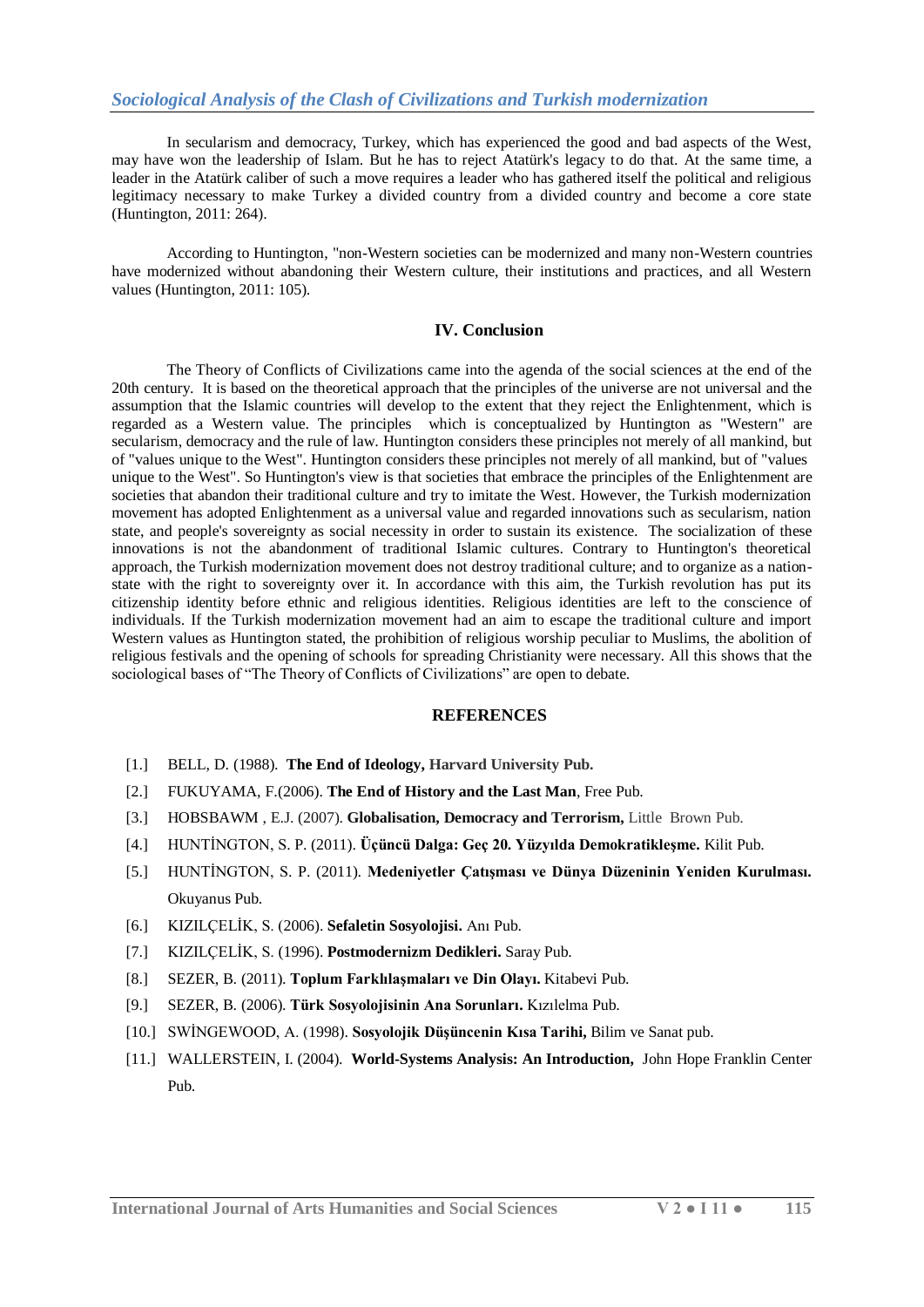In secularism and democracy, Turkey, which has experienced the good and bad aspects of the West, may have won the leadership of Islam. But he has to reject Atatürk's legacy to do that. At the same time, a leader in the Atatürk caliber of such a move requires a leader who has gathered itself the political and religious legitimacy necessary to make Turkey a divided country from a divided country and become a core state (Huntington, 2011: 264).

According to Huntington, "non-Western societies can be modernized and many non-Western countries have modernized without abandoning their Western culture, their institutions and practices, and all Western values (Huntington, 2011: 105).

## IV. Conclusion

The Theory of Conflicts of Civilizations came into the agenda of the social sciences at the end of the 20th century. It is based on the theoretical approach that the principles of the universe are not universal and the assumption that the Islamic countries will develop to the extent that they reject the Enlightenment, which is regarded as a Western value. The principles which is conceptualized by Huntington as "Western" are secularism, democracy and the rule of law. Huntington considers these principles not merely of all mankind, but of "values unique to the West". Huntington considers these principles not merely of all mankind, but of "values unique to the West". So Huntington's view is that societies that embrace the principles of the Enlightenment are societies that abandon their traditional culture and try to imitate the West. However, the Turkish modernization movement has adopted Enlightenment as a universal value and regarded innovations such as secularism, nation state, and people's sovereignty as social necessity in order to sustain its existence. The socialization of these innovations is not the abandonment of traditional Islamic cultures. Contrary to Huntington's theoretical approach, the Turkish modernization movement does not destroy traditional culture; and to organize as a nation-state with the right to sovereignty over it. In accordance with this aim, the Turkish revolution has put its citizenship identity before ethnic and religious identities. Religious identities are left to the conscience of individuals. If the Turkish modernization movement had an aim to escape the traditional culture and import Western values as Huntington stated, the prohibition of religious worship peculiar to Muslims, the abolition of religious festivals and the opening of schools for spreading Christianity were necessary. All this shows that the sociological bases of "The Theory of Conflicts of Civilizations" are open to debate.

## REFERENCES

[1.] BELL, D. (1988). **The End of Ideology, Harvard University Pub.**

[2.] FUKUYAMA, F.(2006). **The End of History and the Last Man**, Free Pub.

[3.] HOBSBAWM , E.J. (2007). **Globalisation, Democracy and Terrorism,** Little Brown Pub.

[4.] HUNTİNGTON, S. P. (2011). **Üçüncü Dalga: Geç 20. Yüzyılda Demokratikleşme.** Kilit Pub.

[5.] HUNTİNGTON, S. P. (2011). **Medeniyetler Çatışması ve Dünya Düzeninin Yeniden Kurulması.** Okuyanus Pub.

[6.] KIZILÇELİK, S. (2006). **Sefaletin Sosyolojisi.** Anı Pub.

[7.] KIZILÇELİK, S. (1996). **Postmodernizm Dedikleri.** Saray Pub.

[8.] SEZER, B. (2011). **Toplum Farklılaşmaları ve Din Olayı.** Kitabevi Pub.

[9.] SEZER, B. (2006). **Türk Sosyolojisinin Ana Sorunları.** Kızılelma Pub.

[10.] SWİNGEWOOD, A. (1998). **Sosyolojik Düşüncenin Kısa Tarihi,** Bilim ve Sanat pub.

[11.] WALLERSTEIN, I. (2004). **World-Systems Analysis: An Introduction,** John Hope Franklin Center Pub.